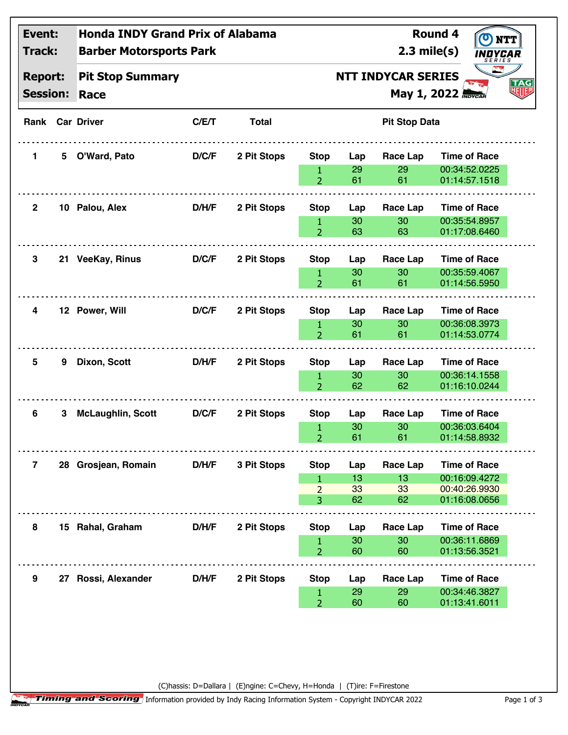| Event: | Honda INDY Grand Prix of Alabama | Round 4 |
|---|---|---|
| Track: | Barber Motorsports Park | 2.3 mile(s) |
| Report: | Pit Stop Summary | NTT INDYCAR SERIES |
| Session: | Race | May 1, 2022 |

| Rank | Car | Driver | C/E/T | Total | Stop | Lap | Race Lap | Time of Race |
|---|---|---|---|---|---|---|---|---|
| 1 | 5 | O'Ward, Pato | D/C/F | 2 Pit Stops | 1 | 29 | 29 | 00:34:52.0225 |
| | | | | | 2 | 61 | 61 | 01:14:57.1518 |
| 2 | 10 | Palou, Alex | D/H/F | 2 Pit Stops | 1 | 30 | 30 | 00:35:54.8957 |
| | | | | | 2 | 63 | 63 | 01:17:08.6460 |
| 3 | 21 | VeeKay, Rinus | D/C/F | 2 Pit Stops | 1 | 30 | 30 | 00:35:59.4067 |
| | | | | | 2 | 61 | 61 | 01:14:56.5950 |
| 4 | 12 | Power, Will | D/C/F | 2 Pit Stops | 1 | 30 | 30 | 00:36:08.3973 |
| | | | | | 2 | 61 | 61 | 01:14:53.0774 |
| 5 | 9 | Dixon, Scott | D/H/F | 2 Pit Stops | 1 | 30 | 30 | 00:36:14.1558 |
| | | | | | 2 | 62 | 62 | 01:16:10.0244 |
| 6 | 3 | McLaughlin, Scott | D/C/F | 2 Pit Stops | 1 | 30 | 30 | 00:36:03.6404 |
| | | | | | 2 | 61 | 61 | 01:14:58.8932 |
| 7 | 28 | Grosjean, Romain | D/H/F | 3 Pit Stops | 1 | 13 | 13 | 00:16:09.4272 |
| | | | | | 2 | 33 | 33 | 00:40:26.9930 |
| | | | | | 3 | 62 | 62 | 01:16:08.0656 |
| 8 | 15 | Rahal, Graham | D/H/F | 2 Pit Stops | 1 | 30 | 30 | 00:36:11.6869 |
| | | | | | 2 | 60 | 60 | 01:13:56.3521 |
| 9 | 27 | Rossi, Alexander | D/H/F | 2 Pit Stops | 1 | 29 | 29 | 00:34:46.3827 |
| | | | | | 2 | 60 | 60 | 01:13:41.6011 |

(C)hassis: D=Dallara | (E)ngine: C=Chevy, H=Honda | (T)ire: F=Firestone

Timing and Scoring Information provided by Indy Racing Information System - Copyright INDYCAR 2022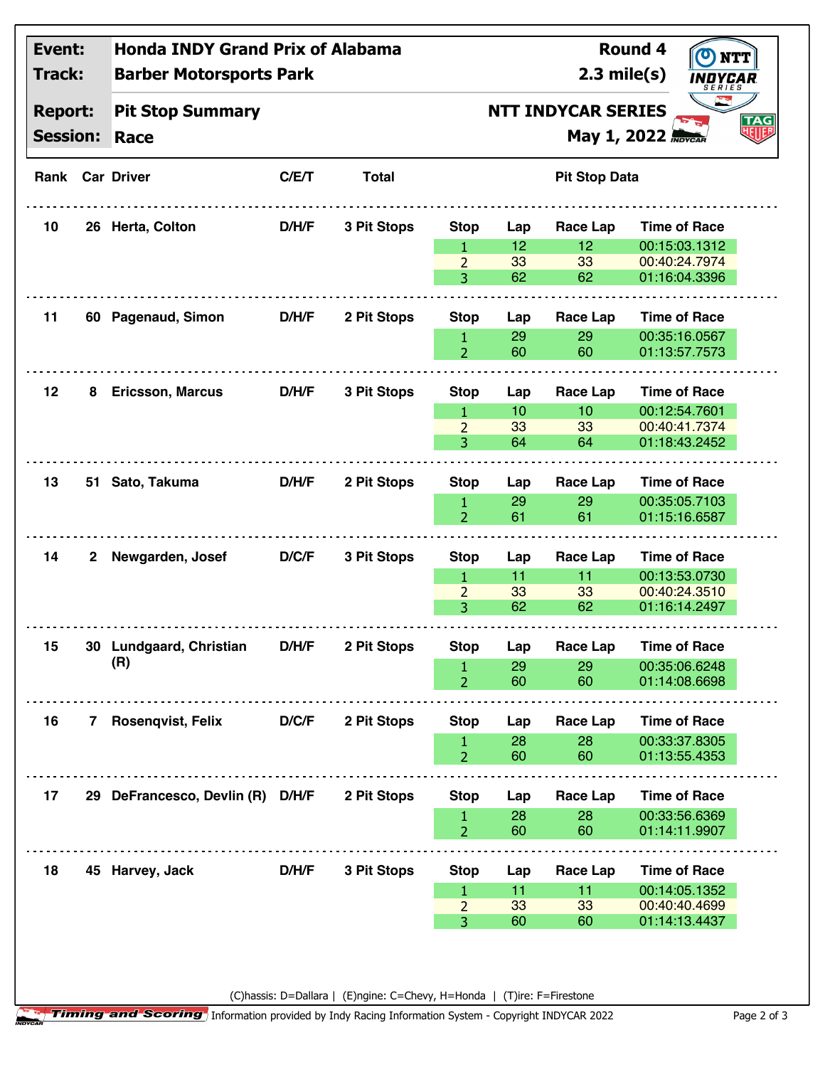| Event: | Honda INDY Grand Prix of Alabama | Round 4 |
|---|---|---|
| Track: | Barber Motorsports Park | 2.3 mile(s) |
| Report: | Pit Stop Summary | NTT INDYCAR SERIES |
| Session: | Race | May 1, 2022 |

| Rank | Car | Driver | C/E/T | Total | Stop | Lap | Race Lap | Time of Race |
|---|---|---|---|---|---|---|---|---|
| 10 | 26 | Herta, Colton | D/H/F | 3 Pit Stops | 1 | 12 | 12 | 00:15:03.1312 |
| | | | | | 2 | 33 | 33 | 00:40:24.7974 |
| | | | | | 3 | 62 | 62 | 01:16:04.3396 |
| 11 | 60 | Pagenaud, Simon | D/H/F | 2 Pit Stops | 1 | 29 | 29 | 00:35:16.0567 |
| | | | | | 2 | 60 | 60 | 01:13:57.7573 |
| 12 | 8 | Ericsson, Marcus | D/H/F | 3 Pit Stops | 1 | 10 | 10 | 00:12:54.7601 |
| | | | | | 2 | 33 | 33 | 00:40:41.7374 |
| | | | | | 3 | 64 | 64 | 01:18:43.2452 |
| 13 | 51 | Sato, Takuma | D/H/F | 2 Pit Stops | 1 | 29 | 29 | 00:35:05.7103 |
| | | | | | 2 | 61 | 61 | 01:15:16.6587 |
| 14 | 2 | Newgarden, Josef | D/C/F | 3 Pit Stops | 1 | 11 | 11 | 00:13:53.0730 |
| | | | | | 2 | 33 | 33 | 00:40:24.3510 |
| | | | | | 3 | 62 | 62 | 01:16:14.2497 |
| 15 | 30 | Lundgaard, Christian (R) | D/H/F | 2 Pit Stops | 1 | 29 | 29 | 00:35:06.6248 |
| | | | | | 2 | 60 | 60 | 01:14:08.6698 |
| 16 | 7 | Rosenqvist, Felix | D/C/F | 2 Pit Stops | 1 | 28 | 28 | 00:33:37.8305 |
| | | | | | 2 | 60 | 60 | 01:13:55.4353 |
| 17 | 29 | DeFrancesco, Devlin (R) | D/H/F | 2 Pit Stops | 1 | 28 | 28 | 00:33:56.6369 |
| | | | | | 2 | 60 | 60 | 01:14:11.9907 |
| 18 | 45 | Harvey, Jack | D/H/F | 3 Pit Stops | 1 | 11 | 11 | 00:14:05.1352 |
| | | | | | 2 | 33 | 33 | 00:40:40.4699 |
| | | | | | 3 | 60 | 60 | 01:14:13.4437 |

(C)hassis: D=Dallara | (E)ngine: C=Chevy, H=Honda | (T)ire: F=Firestone

Timing and Scoring Information provided by Indy Racing Information System - Copyright INDYCAR 2022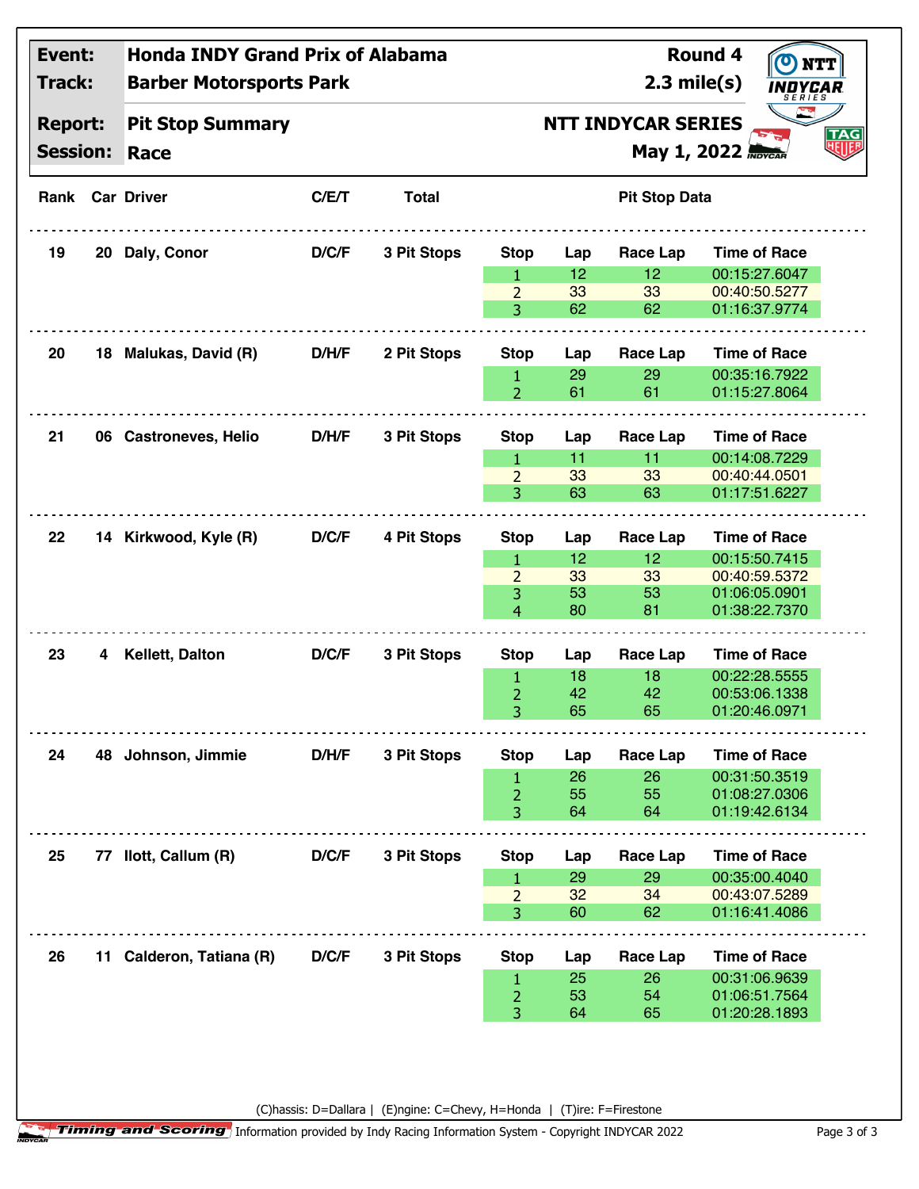| | | |
|---|---|---|
| **Event:** | **Honda INDY Grand Prix of Alabama** | **Round 4** |
| **Track:** | **Barber Motorsports Park** | **2.3 mile(s)** |
| **Report:** | **Pit Stop Summary** | **NTT INDYCAR SERIES** |
| **Session:** | **Race** | **May 1, 2022** |

| Rank | Car | Driver | C/E/T | Total | Stop | Lap | Race Lap | Time of Race |
|---|---|---|---|---|---|---|---|---|
| 19 | 20 | Daly, Conor | D/C/F | 3 Pit Stops | 1 | 12 | 12 | 00:15:27.6047 |
| | | | | | 2 | 33 | 33 | 00:40:50.5277 |
| | | | | | 3 | 62 | 62 | 01:16:37.9774 |
| 20 | 18 | Malukas, David (R) | D/H/F | 2 Pit Stops | 1 | 29 | 29 | 00:35:16.7922 |
| | | | | | 2 | 61 | 61 | 01:15:27.8064 |
| 21 | 06 | Castroneves, Helio | D/H/F | 3 Pit Stops | 1 | 11 | 11 | 00:14:08.7229 |
| | | | | | 2 | 33 | 33 | 00:40:44.0501 |
| | | | | | 3 | 63 | 63 | 01:17:51.6227 |
| 22 | 14 | Kirkwood, Kyle (R) | D/C/F | 4 Pit Stops | 1 | 12 | 12 | 00:15:50.7415 |
| | | | | | 2 | 33 | 33 | 00:40:59.5372 |
| | | | | | 3 | 53 | 53 | 01:06:05.0901 |
| | | | | | 4 | 80 | 81 | 01:38:22.7370 |
| 23 | 4 | Kellett, Dalton | D/C/F | 3 Pit Stops | 1 | 18 | 18 | 00:22:28.5555 |
| | | | | | 2 | 42 | 42 | 00:53:06.1338 |
| | | | | | 3 | 65 | 65 | 01:20:46.0971 |
| 24 | 48 | Johnson, Jimmie | D/H/F | 3 Pit Stops | 1 | 26 | 26 | 00:31:50.3519 |
| | | | | | 2 | 55 | 55 | 01:08:27.0306 |
| | | | | | 3 | 64 | 64 | 01:19:42.6134 |
| 25 | 77 | Ilott, Callum (R) | D/C/F | 3 Pit Stops | 1 | 29 | 29 | 00:35:00.4040 |
| | | | | | 2 | 32 | 34 | 00:43:07.5289 |
| | | | | | 3 | 60 | 62 | 01:16:41.4086 |
| 26 | 11 | Calderon, Tatiana (R) | D/C/F | 3 Pit Stops | 1 | 25 | 26 | 00:31:06.9639 |
| | | | | | 2 | 53 | 54 | 01:06:51.7564 |
| | | | | | 3 | 64 | 65 | 01:20:28.1893 |

(C)hassis: D=Dallara | (E)ngine: C=Chevy, H=Honda | (T)ire: F=Firestone

Timing and Scoring Information provided by Indy Racing Information System - Copyright INDYCAR 2022